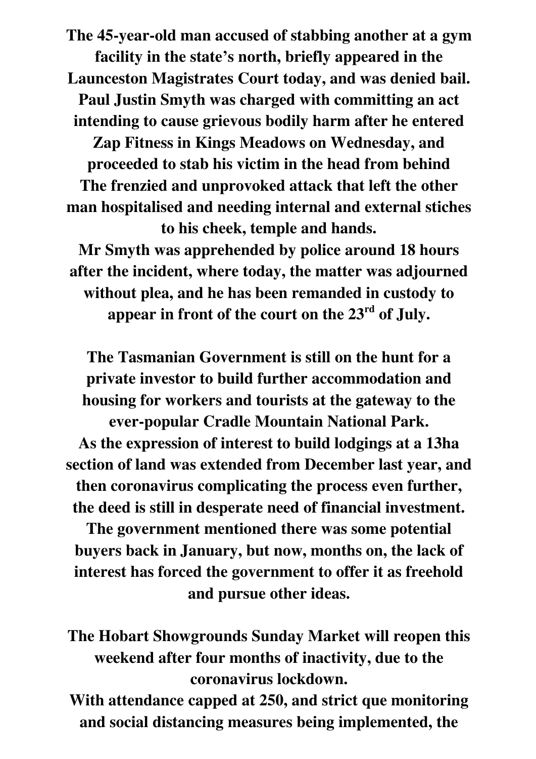**The 45-year-old man accused of stabbing another at a gym facility in the state's north, briefly appeared in the Launceston Magistrates Court today, and was denied bail. Paul Justin Smyth was charged with committing an act intending to cause grievous bodily harm after he entered Zap Fitness in Kings Meadows on Wednesday, and proceeded to stab his victim in the head from behind The frenzied and unprovoked attack that left the other man hospitalised and needing internal and external stiches to his cheek, temple and hands.**
**Mr Smyth was apprehended by police around 18 hours after the incident, where today, the matter was adjourned without plea, and he has been remanded in custody to appear in front of the court on the 23rd of July.**

**The Tasmanian Government is still on the hunt for a private investor to build further accommodation and housing for workers and tourists at the gateway to the ever-popular Cradle Mountain National Park.**
**As the expression of interest to build lodgings at a 13ha section of land was extended from December last year, and then coronavirus complicating the process even further, the deed is still in desperate need of financial investment. The government mentioned there was some potential buyers back in January, but now, months on, the lack of interest has forced the government to offer it as freehold and pursue other ideas.**

**The Hobart Showgrounds Sunday Market will reopen this weekend after four months of inactivity, due to the coronavirus lockdown.**
**With attendance capped at 250, and strict que monitoring and social distancing measures being implemented, the**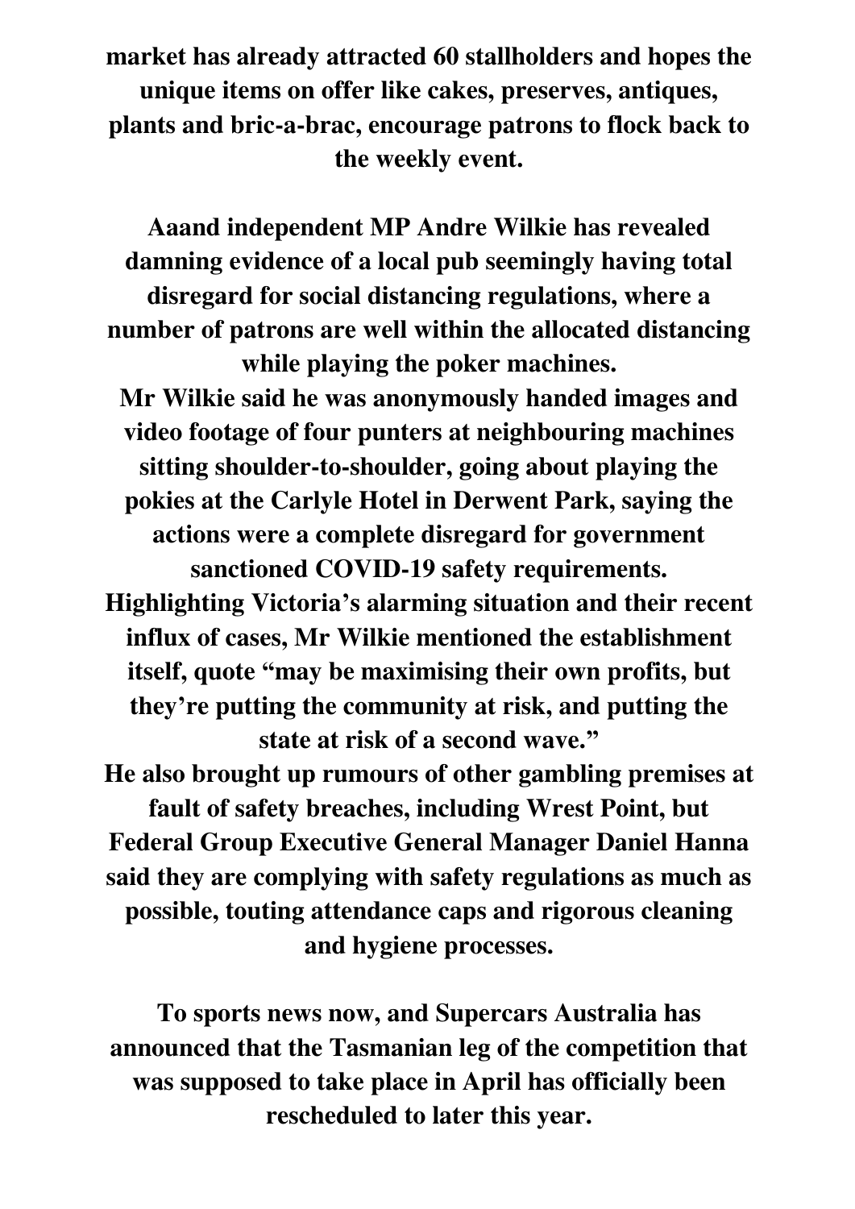**market has already attracted 60 stallholders and hopes the unique items on offer like cakes, preserves, antiques, plants and bric-a-brac, encourage patrons to flock back to the weekly event.**

**Aaand independent MP Andre Wilkie has revealed damning evidence of a local pub seemingly having total disregard for social distancing regulations, where a number of patrons are well within the allocated distancing while playing the poker machines.**
**Mr Wilkie said he was anonymously handed images and video footage of four punters at neighbouring machines sitting shoulder-to-shoulder, going about playing the pokies at the Carlyle Hotel in Derwent Park, saying the actions were a complete disregard for government sanctioned COVID-19 safety requirements.**
**Highlighting Victoria's alarming situation and their recent influx of cases, Mr Wilkie mentioned the establishment itself, quote "may be maximising their own profits, but they're putting the community at risk, and putting the state at risk of a second wave."**
**He also brought up rumours of other gambling premises at fault of safety breaches, including Wrest Point, but Federal Group Executive General Manager Daniel Hanna said they are complying with safety regulations as much as possible, touting attendance caps and rigorous cleaning and hygiene processes.**

**To sports news now, and Supercars Australia has announced that the Tasmanian leg of the competition that was supposed to take place in April has officially been rescheduled to later this year.**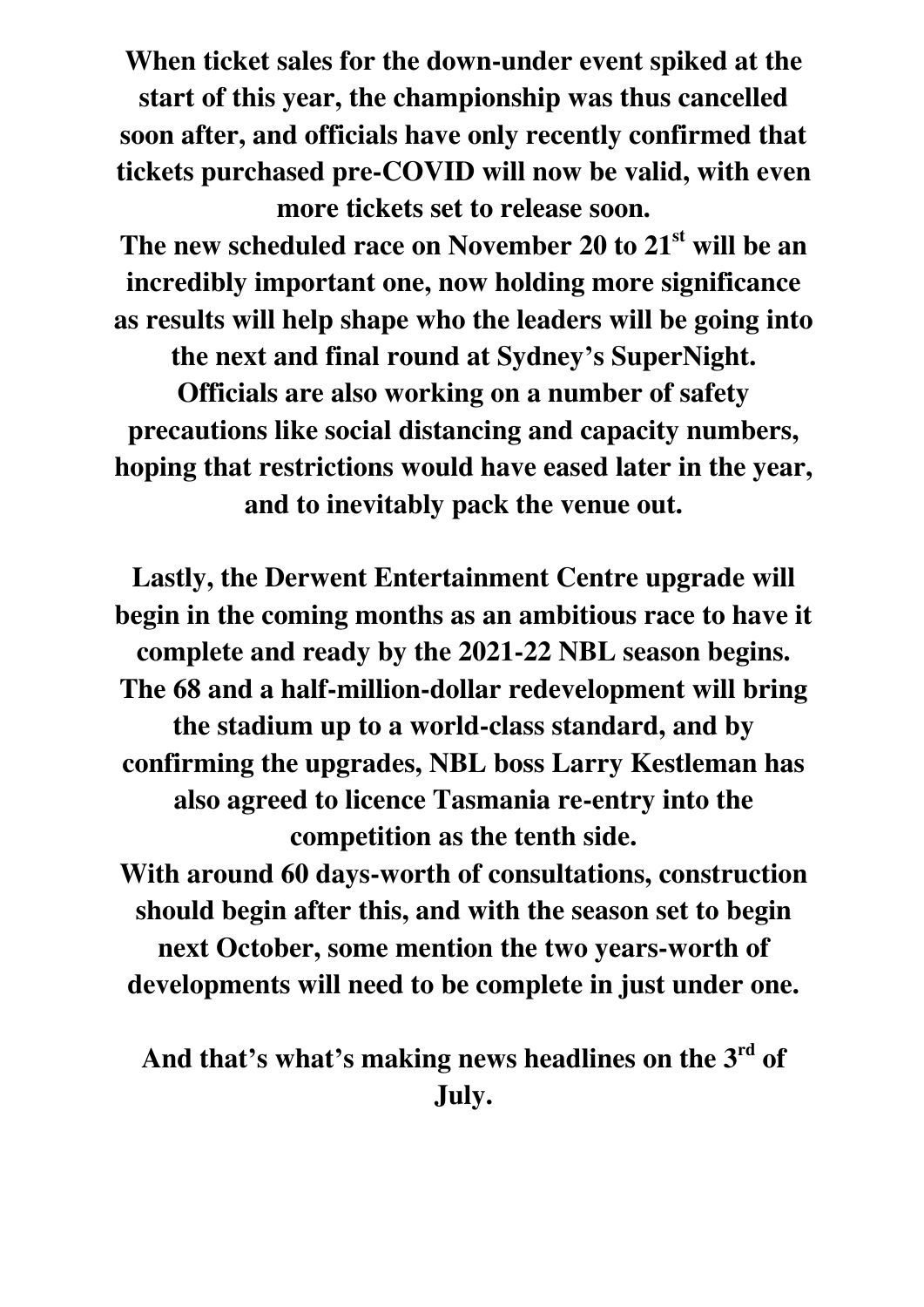**When ticket sales for the down-under event spiked at the start of this year, the championship was thus cancelled soon after, and officials have only recently confirmed that tickets purchased pre-COVID will now be valid, with even more tickets set to release soon.**

**The new scheduled race on November 20 to 21st will be an incredibly important one, now holding more significance as results will help shape who the leaders will be going into the next and final round at Sydney's SuperNight.**

**Officials are also working on a number of safety precautions like social distancing and capacity numbers, hoping that restrictions would have eased later in the year, and to inevitably pack the venue out.**

**Lastly, the Derwent Entertainment Centre upgrade will begin in the coming months as an ambitious race to have it complete and ready by the 2021-22 NBL season begins.**

**The 68 and a half-million-dollar redevelopment will bring the stadium up to a world-class standard, and by confirming the upgrades, NBL boss Larry Kestleman has also agreed to licence Tasmania re-entry into the competition as the tenth side.**

**With around 60 days-worth of consultations, construction should begin after this, and with the season set to begin next October, some mention the two years-worth of developments will need to be complete in just under one.**

**And that's what's making news headlines on the 3rd of July.**